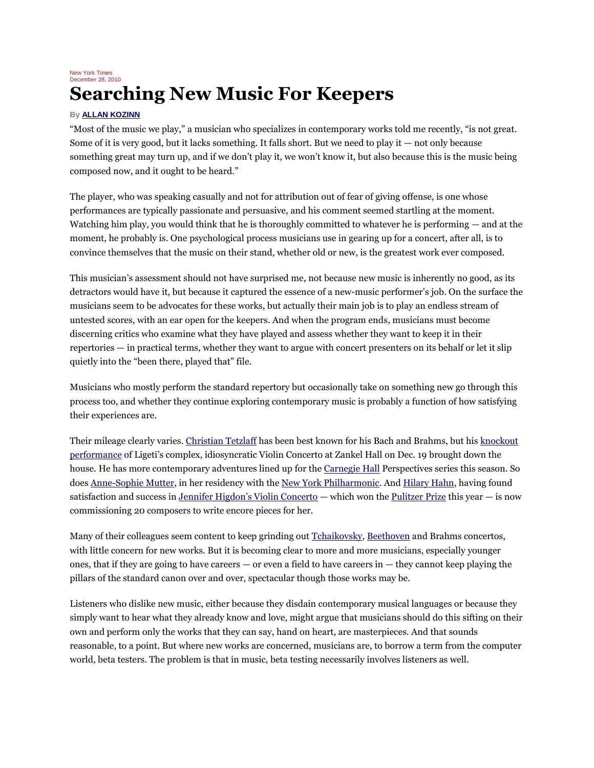New York Times
December 28, 2010

# Searching New Music For Keepers

By **ALLAN KOZINN**

"Most of the music we play," a musician who specializes in contemporary works told me recently, "is not great. Some of it is very good, but it lacks something. It falls short. But we need to play it — not only because something great may turn up, and if we don't play it, we won't know it, but also because this is the music being composed now, and it ought to be heard."

The player, who was speaking casually and not for attribution out of fear of giving offense, is one whose performances are typically passionate and persuasive, and his comment seemed startling at the moment. Watching him play, you would think that he is thoroughly committed to whatever he is performing — and at the moment, he probably is. One psychological process musicians use in gearing up for a concert, after all, is to convince themselves that the music on their stand, whether old or new, is the greatest work ever composed.

This musician's assessment should not have surprised me, not because new music is inherently no good, as its detractors would have it, but because it captured the essence of a new-music performer's job. On the surface the musicians seem to be advocates for these works, but actually their main job is to play an endless stream of untested scores, with an ear open for the keepers. And when the program ends, musicians must become discerning critics who examine what they have played and assess whether they want to keep it in their repertories — in practical terms, whether they want to argue with concert presenters on its behalf or let it slip quietly into the "been there, played that" file.

Musicians who mostly perform the standard repertory but occasionally take on something new go through this process too, and whether they continue exploring contemporary music is probably a function of how satisfying their experiences are.

Their mileage clearly varies. Christian Tetzlaff has been best known for his Bach and Brahms, but his knockout performance of Ligeti's complex, idiosyncratic Violin Concerto at Zankel Hall on Dec. 19 brought down the house. He has more contemporary adventures lined up for the Carnegie Hall Perspectives series this season. So does Anne-Sophie Mutter, in her residency with the New York Philharmonic. And Hilary Hahn, having found satisfaction and success in Jennifer Higdon's Violin Concerto — which won the Pulitzer Prize this year — is now commissioning 20 composers to write encore pieces for her.

Many of their colleagues seem content to keep grinding out Tchaikovsky, Beethoven and Brahms concertos, with little concern for new works. But it is becoming clear to more and more musicians, especially younger ones, that if they are going to have careers — or even a field to have careers in — they cannot keep playing the pillars of the standard canon over and over, spectacular though those works may be.

Listeners who dislike new music, either because they disdain contemporary musical languages or because they simply want to hear what they already know and love, might argue that musicians should do this sifting on their own and perform only the works that they can say, hand on heart, are masterpieces. And that sounds reasonable, to a point. But where new works are concerned, musicians are, to borrow a term from the computer world, beta testers. The problem is that in music, beta testing necessarily involves listeners as well.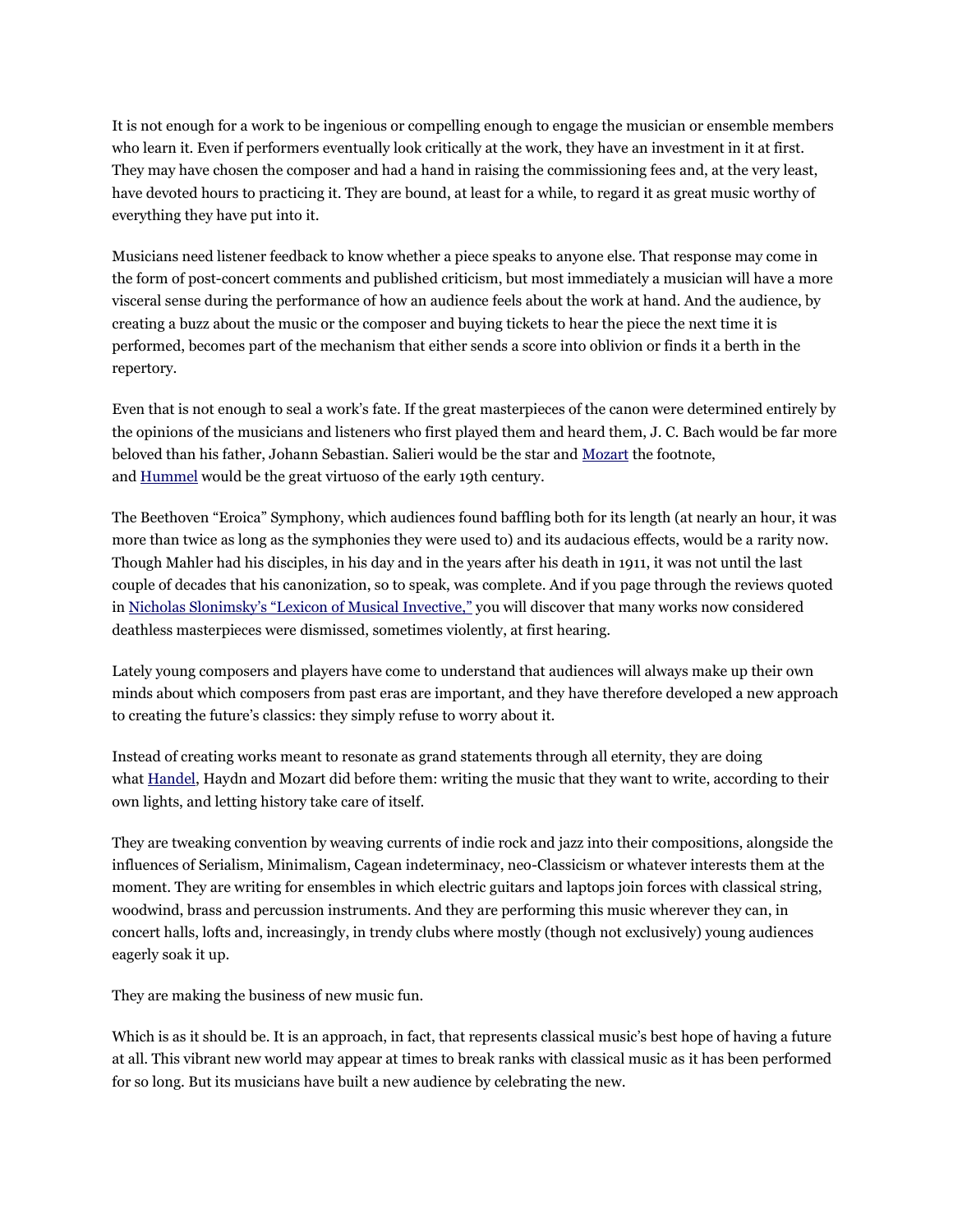It is not enough for a work to be ingenious or compelling enough to engage the musician or ensemble members who learn it. Even if performers eventually look critically at the work, they have an investment in it at first. They may have chosen the composer and had a hand in raising the commissioning fees and, at the very least, have devoted hours to practicing it. They are bound, at least for a while, to regard it as great music worthy of everything they have put into it.

Musicians need listener feedback to know whether a piece speaks to anyone else. That response may come in the form of post-concert comments and published criticism, but most immediately a musician will have a more visceral sense during the performance of how an audience feels about the work at hand. And the audience, by creating a buzz about the music or the composer and buying tickets to hear the piece the next time it is performed, becomes part of the mechanism that either sends a score into oblivion or finds it a berth in the repertory.

Even that is not enough to seal a work's fate. If the great masterpieces of the canon were determined entirely by the opinions of the musicians and listeners who first played them and heard them, J. C. Bach would be far more beloved than his father, Johann Sebastian. Salieri would be the star and Mozart the footnote, and Hummel would be the great virtuoso of the early 19th century.

The Beethoven "Eroica" Symphony, which audiences found baffling both for its length (at nearly an hour, it was more than twice as long as the symphonies they were used to) and its audacious effects, would be a rarity now. Though Mahler had his disciples, in his day and in the years after his death in 1911, it was not until the last couple of decades that his canonization, so to speak, was complete. And if you page through the reviews quoted in Nicholas Slonimsky's "Lexicon of Musical Invective," you will discover that many works now considered deathless masterpieces were dismissed, sometimes violently, at first hearing.

Lately young composers and players have come to understand that audiences will always make up their own minds about which composers from past eras are important, and they have therefore developed a new approach to creating the future's classics: they simply refuse to worry about it.

Instead of creating works meant to resonate as grand statements through all eternity, they are doing what Handel, Haydn and Mozart did before them: writing the music that they want to write, according to their own lights, and letting history take care of itself.

They are tweaking convention by weaving currents of indie rock and jazz into their compositions, alongside the influences of Serialism, Minimalism, Cagean indeterminacy, neo-Classicism or whatever interests them at the moment. They are writing for ensembles in which electric guitars and laptops join forces with classical string, woodwind, brass and percussion instruments. And they are performing this music wherever they can, in concert halls, lofts and, increasingly, in trendy clubs where mostly (though not exclusively) young audiences eagerly soak it up.

They are making the business of new music fun.

Which is as it should be. It is an approach, in fact, that represents classical music's best hope of having a future at all. This vibrant new world may appear at times to break ranks with classical music as it has been performed for so long. But its musicians have built a new audience by celebrating the new.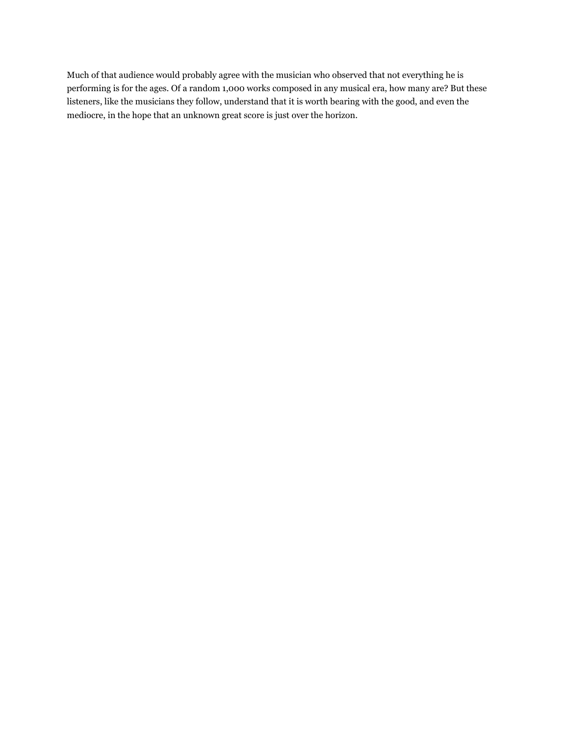Much of that audience would probably agree with the musician who observed that not everything he is performing is for the ages. Of a random 1,000 works composed in any musical era, how many are? But these listeners, like the musicians they follow, understand that it is worth bearing with the good, and even the mediocre, in the hope that an unknown great score is just over the horizon.